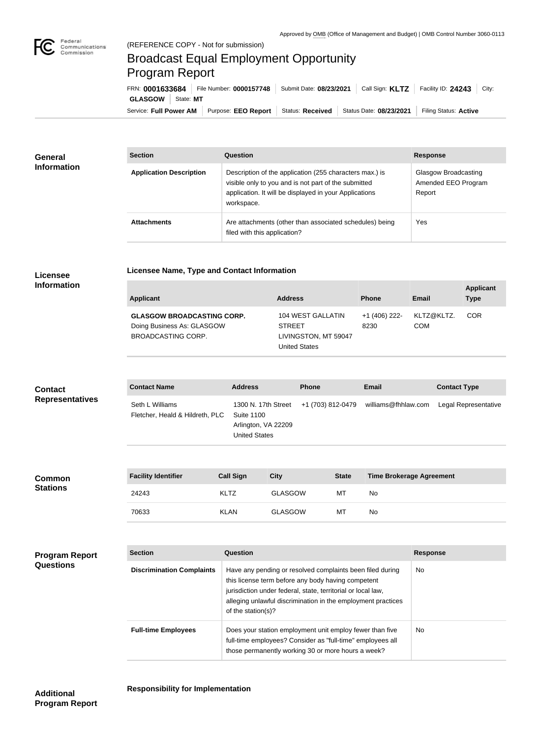Approved by OMB (Office of Management and Budget) | OMB Control Number 3060-0113

(REFERENCE COPY - Not for submission)

# Broadcast Equal Employment Opportunity Program Report

FRN: **0001633684** | File Number: **0000157748** | Submit Date: **08/23/2021** | Call Sign: **KLTZ** | Facility ID: **24243** | City: **GLASGOW** | State: **MT**

Service: **Full Power AM** | Purpose: **EEO Report** | Status: **Received** | Status Date: **08/23/2021** | Filing Status: **Active**

## General Information

| Section | Question | Response |
|---|---|---|
| **Application Description** | Description of the application (255 characters max.) is visible only to you and is not part of the submitted application. It will be displayed in your Applications workspace. | Glasgow Broadcasting Amended EEO Program Report |
| **Attachments** | Are attachments (other than associated schedules) being filed with this application? | Yes |

## Licensee Information

**Licensee Name, Type and Contact Information**

| Applicant | Address | Phone | Email | Applicant Type |
|---|---|---|---|---|
| **GLASGOW BROADCASTING CORP.** Doing Business As: GLASGOW BROADCASTING CORP. | 104 WEST GALLATIN STREET LIVINGSTON, MT 59047 United States | +1 (406) 222-8230 | KLTZ@KLTZ.COM | COR |

## Contact Representatives

| Contact Name | Address | Phone | Email | Contact Type |
|---|---|---|---|---|
| Seth L Williams Fletcher, Heald & Hildreth, PLC | 1300 N. 17th Street Suite 1100 Arlington, VA 22209 United States | +1 (703) 812-0479 | williams@fhhlaw.com | Legal Representative |

## Common Stations

| Facility Identifier | Call Sign | City | State | Time Brokerage Agreement |
|---|---|---|---|---|
| 24243 | KLTZ | GLASGOW | MT | No |
| 70633 | KLAN | GLASGOW | MT | No |

## Program Report Questions

| Section | Question | Response |
|---|---|---|
| **Discrimination Complaints** | Have any pending or resolved complaints been filed during this license term before any body having competent jurisdiction under federal, state, territorial or local law, alleging unlawful discrimination in the employment practices of the station(s)? | No |
| **Full-time Employees** | Does your station employment unit employ fewer than five full-time employees? Consider as "full-time" employees all those permanently working 30 or more hours a week? | No |

## Additional Program Report

**Responsibility for Implementation**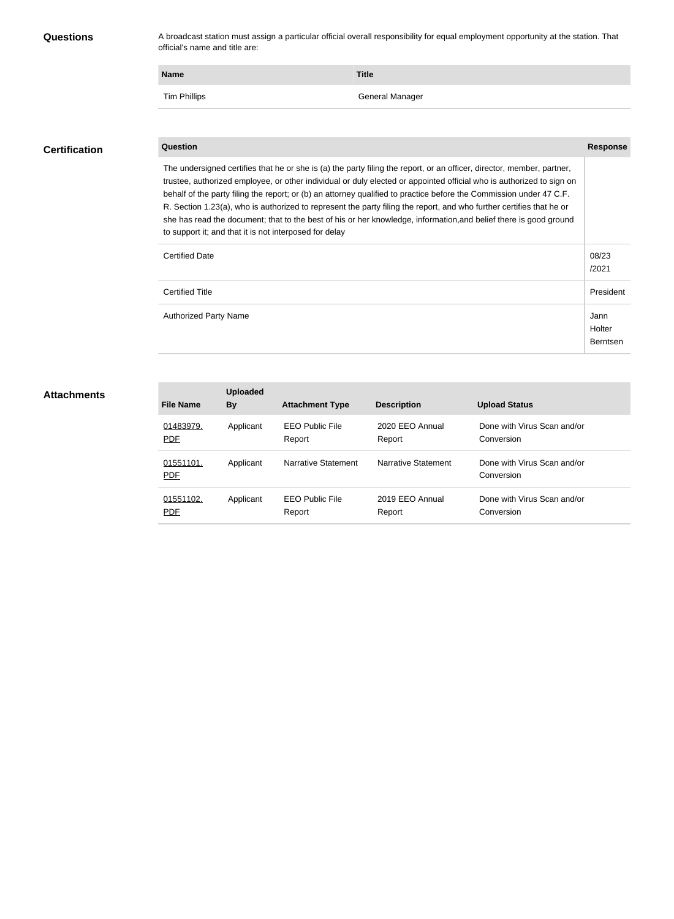## Questions

A broadcast station must assign a particular official overall responsibility for equal employment opportunity at the station. That official's name and title are:

| Name | Title |
|---|---|
| Tim Phillips | General Manager |

## Certification

| Question | Response |
|---|---|
| The undersigned certifies that he or she is (a) the party filing the report, or an officer, director, member, partner, trustee, authorized employee, or other individual or duly elected or appointed official who is authorized to sign on behalf of the party filing the report; or (b) an attorney qualified to practice before the Commission under 47 C.F. R. Section 1.23(a), who is authorized to represent the party filing the report, and who further certifies that he or she has read the document; that to the best of his or her knowledge, information,and belief there is good ground to support it; and that it is not interposed for delay | |
| Certified Date | 08/23/2021 |
| Certified Title | President |
| Authorized Party Name | Jann Holter Berntsen |

## Attachments

| File Name | Uploaded By | Attachment Type | Description | Upload Status |
|---|---|---|---|---|
| 01483979.PDF | Applicant | EEO Public File Report | 2020 EEO Annual Report | Done with Virus Scan and/or Conversion |
| 01551101.PDF | Applicant | Narrative Statement | Narrative Statement | Done with Virus Scan and/or Conversion |
| 01551102.PDF | Applicant | EEO Public File Report | 2019 EEO Annual Report | Done with Virus Scan and/or Conversion |